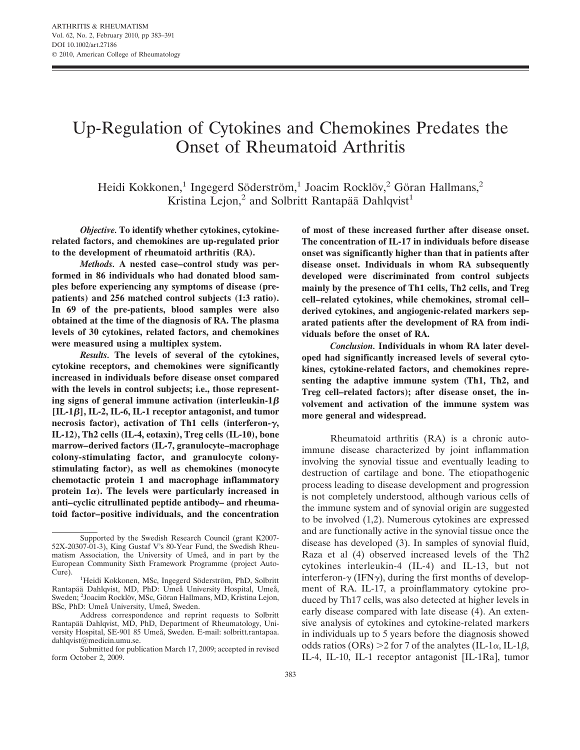# Up-Regulation of Cytokines and Chemokines Predates the Onset of Rheumatoid Arthritis

Heidi Kokkonen,[1] Ingegerd Söderström,[1] Joacim Rocklöv,[2] Göran Hallmans,[2] Kristina Lejon,[2] and Solbritt Rantapää Dahlqvist[1]

***Objective.*** **To identify whether cytokines, cytokine-related factors, and chemokines are up-regulated prior to the development of rheumatoid arthritis (RA).**

***Methods.*** **A nested case–control study was performed in 86 individuals who had donated blood samples before experiencing any symptoms of disease (pre-patients) and 256 matched control subjects (1:3 ratio). In 69 of the pre-patients, blood samples were also obtained at the time of the diagnosis of RA. The plasma levels of 30 cytokines, related factors, and chemokines were measured using a multiplex system.**

***Results.*** **The levels of several of the cytokines, cytokine receptors, and chemokines were significantly increased in individuals before disease onset compared with the levels in control subjects; i.e., those representing signs of general immune activation (interleukin-1$\beta$ [IL-1$\beta$], IL-2, IL-6, IL-1 receptor antagonist, and tumor necrosis factor), activation of Th1 cells (interferon-$\gamma$, IL-12), Th2 cells (IL-4, eotaxin), Treg cells (IL-10), bone marrow–derived factors (IL-7, granulocyte–macrophage colony-stimulating factor, and granulocyte colony-stimulating factor), as well as chemokines (monocyte chemotactic protein 1 and macrophage inflammatory protein 1$\alpha$). The levels were particularly increased in anti–cyclic citrullinated peptide antibody– and rheumatoid factor–positive individuals, and the concentration of most of these increased further after disease onset. The concentration of IL-17 in individuals before disease onset was significantly higher than that in patients after disease onset. Individuals in whom RA subsequently developed were discriminated from control subjects mainly by the presence of Th1 cells, Th2 cells, and Treg cell–related cytokines, while chemokines, stromal cell–derived cytokines, and angiogenic-related markers separated patients after the development of RA from individuals before the onset of RA.**

***Conclusion.*** **Individuals in whom RA later developed had significantly increased levels of several cytokines, cytokine-related factors, and chemokines representing the adaptive immune system (Th1, Th2, and Treg cell–related factors); after disease onset, the involvement and activation of the immune system was more general and widespread.**

Rheumatoid arthritis (RA) is a chronic autoimmune disease characterized by joint inflammation involving the synovial tissue and eventually leading to destruction of cartilage and bone. The etiopathogenic process leading to disease development and progression is not completely understood, although various cells of the immune system and of synovial origin are suggested to be involved (1,2). Numerous cytokines are expressed and are functionally active in the synovial tissue once the disease has developed (3). In samples of synovial fluid, Raza et al (4) observed increased levels of the Th2 cytokines interleukin-4 (IL-4) and IL-13, but not interferon-$\gamma$ (IFN$\gamma$), during the first months of development of RA. IL-17, a proinflammatory cytokine produced by Th17 cells, was also detected at higher levels in early disease compared with late disease (4). An extensive analysis of cytokines and cytokine-related markers in individuals up to 5 years before the diagnosis showed odds ratios (ORs) >2 for 7 of the analytes (IL-1$\alpha$, IL-1$\beta$, IL-4, IL-10, IL-1 receptor antagonist [IL-1Ra], tumor

---

Supported by the Swedish Research Council (grant K2007-52X-20307-01-3), King Gustaf V's 80-Year Fund, the Swedish Rheumatism Association, the University of Umeå, and in part by the European Community Sixth Framework Programme (project Auto-Cure).

[1]Heidi Kokkonen, MSc, Ingegerd Söderström, PhD, Solbritt Rantapää Dahlqvist, MD, PhD: Umeå University Hospital, Umeå, Sweden; [2]Joacim Rocklöv, MSc, Göran Hallmans, MD, Kristina Lejon, BSc, PhD: Umeå University, Umeå, Sweden.

Address correspondence and reprint requests to Solbritt Rantapää Dahlqvist, MD, PhD, Department of Rheumatology, University Hospital, SE-901 85 Umeå, Sweden. E-mail: solbritt.rantapaa.dahlqvist@medicin.umu.se.

Submitted for publication March 17, 2009; accepted in revised form October 2, 2009.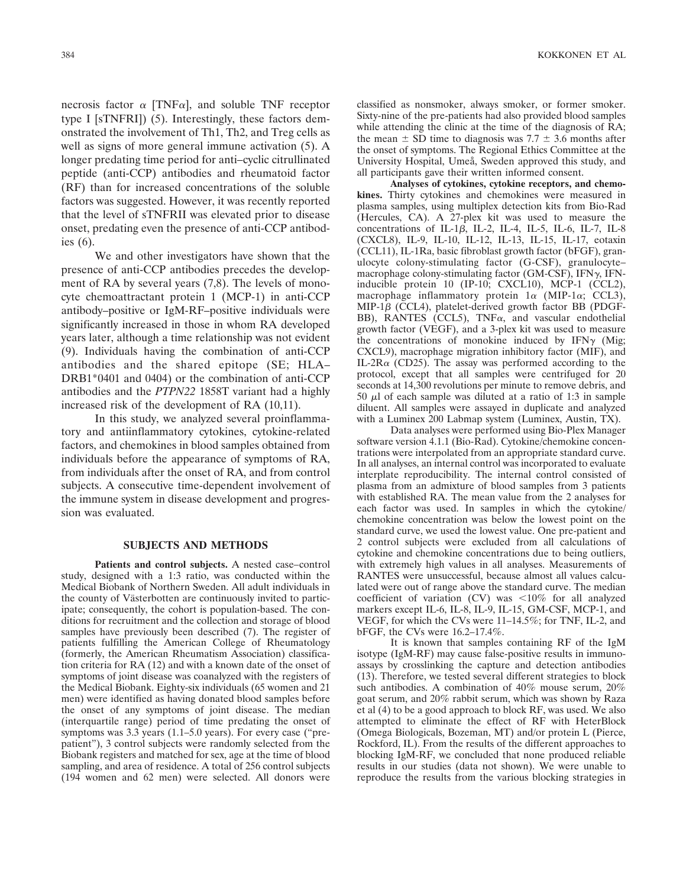necrosis factor α [TNFα], and soluble TNF receptor type I [sTNFRI]) (5). Interestingly, these factors demonstrated the involvement of Th1, Th2, and Treg cells as well as signs of more general immune activation (5). A longer predating time period for anti–cyclic citrullinated peptide (anti-CCP) antibodies and rheumatoid factor (RF) than for increased concentrations of the soluble factors was suggested. However, it was recently reported that the level of sTNFRII was elevated prior to disease onset, predating even the presence of anti-CCP antibodies (6).

We and other investigators have shown that the presence of anti-CCP antibodies precedes the development of RA by several years (7,8). The levels of monocyte chemoattractant protein 1 (MCP-1) in anti-CCP antibody–positive or IgM-RF–positive individuals were significantly increased in those in whom RA developed years later, although a time relationship was not evident (9). Individuals having the combination of anti-CCP antibodies and the shared epitope (SE; HLA–DRB1*0401 and 0404) or the combination of anti-CCP antibodies and the *PTPN22* 1858T variant had a highly increased risk of the development of RA (10,11).

In this study, we analyzed several proinflammatory and antiinflammatory cytokines, cytokine-related factors, and chemokines in blood samples obtained from individuals before the appearance of symptoms of RA, from individuals after the onset of RA, and from control subjects. A consecutive time-dependent involvement of the immune system in disease development and progression was evaluated.

## SUBJECTS AND METHODS

**Patients and control subjects.** A nested case–control study, designed with a 1:3 ratio, was conducted within the Medical Biobank of Northern Sweden. All adult individuals in the county of Västerbotten are continuously invited to participate; consequently, the cohort is population-based. The conditions for recruitment and the collection and storage of blood samples have previously been described (7). The register of patients fulfilling the American College of Rheumatology (formerly, the American Rheumatism Association) classification criteria for RA (12) and with a known date of the onset of symptoms of joint disease was coanalyzed with the registers of the Medical Biobank. Eighty-six individuals (65 women and 21 men) were identified as having donated blood samples before the onset of any symptoms of joint disease. The median (interquartile range) period of time predating the onset of symptoms was 3.3 years (1.1–5.0 years). For every case ("pre-patient"), 3 control subjects were randomly selected from the Biobank registers and matched for sex, age at the time of blood sampling, and area of residence. A total of 256 control subjects (194 women and 62 men) were selected. All donors were classified as nonsmoker, always smoker, or former smoker. Sixty-nine of the pre-patients had also provided blood samples while attending the clinic at the time of the diagnosis of RA; the mean ± SD time to diagnosis was 7.7 ± 3.6 months after the onset of symptoms. The Regional Ethics Committee at the University Hospital, Umeå, Sweden approved this study, and all participants gave their written informed consent.

**Analyses of cytokines, cytokine receptors, and chemokines.** Thirty cytokines and chemokines were measured in plasma samples, using multiplex detection kits from Bio-Rad (Hercules, CA). A 27-plex kit was used to measure the concentrations of IL-1β, IL-2, IL-4, IL-5, IL-6, IL-7, IL-8 (CXCL8), IL-9, IL-10, IL-12, IL-13, IL-15, IL-17, eotaxin (CCL11), IL-1Ra, basic fibroblast growth factor (bFGF), granulocyte colony-stimulating factor (G-CSF), granulocyte–macrophage colony-stimulating factor (GM-CSF), IFNγ, IFN-inducible protein 10 (IP-10; CXCL10), MCP-1 (CCL2), macrophage inflammatory protein 1α (MIP-1α; CCL3), MIP-1β (CCL4), platelet-derived growth factor BB (PDGF-BB), RANTES (CCL5), TNFα, and vascular endothelial growth factor (VEGF), and a 3-plex kit was used to measure the concentrations of monokine induced by IFNγ (Mig; CXCL9), macrophage migration inhibitory factor (MIF), and IL-2Rα (CD25). The assay was performed according to the protocol, except that all samples were centrifuged for 20 seconds at 14,300 revolutions per minute to remove debris, and 50 μl of each sample was diluted at a ratio of 1:3 in sample diluent. All samples were assayed in duplicate and analyzed with a Luminex 200 Labmap system (Luminex, Austin, TX).

Data analyses were performed using Bio-Plex Manager software version 4.1.1 (Bio-Rad). Cytokine/chemokine concentrations were interpolated from an appropriate standard curve. In all analyses, an internal control was incorporated to evaluate interplate reproducibility. The internal control consisted of plasma from an admixture of blood samples from 3 patients with established RA. The mean value from the 2 analyses for each factor was used. In samples in which the cytokine/chemokine concentration was below the lowest point on the standard curve, we used the lowest value. One pre-patient and 2 control subjects were excluded from all calculations of cytokine and chemokine concentrations due to being outliers, with extremely high values in all analyses. Measurements of RANTES were unsuccessful, because almost all values calculated were out of range above the standard curve. The median coefficient of variation (CV) was <10% for all analyzed markers except IL-6, IL-8, IL-9, IL-15, GM-CSF, MCP-1, and VEGF, for which the CVs were 11–14.5%; for TNF, IL-2, and bFGF, the CVs were 16.2–17.4%.

It is known that samples containing RF of the IgM isotype (IgM-RF) may cause false-positive results in immunoassays by crosslinking the capture and detection antibodies (13). Therefore, we tested several different strategies to block such antibodies. A combination of 40% mouse serum, 20% goat serum, and 20% rabbit serum, which was shown by Raza et al (4) to be a good approach to block RF, was used. We also attempted to eliminate the effect of RF with HeterBlock (Omega Biologicals, Bozeman, MT) and/or protein L (Pierce, Rockford, IL). From the results of the different approaches to blocking IgM-RF, we concluded that none produced reliable results in our studies (data not shown). We were unable to reproduce the results from the various blocking strategies in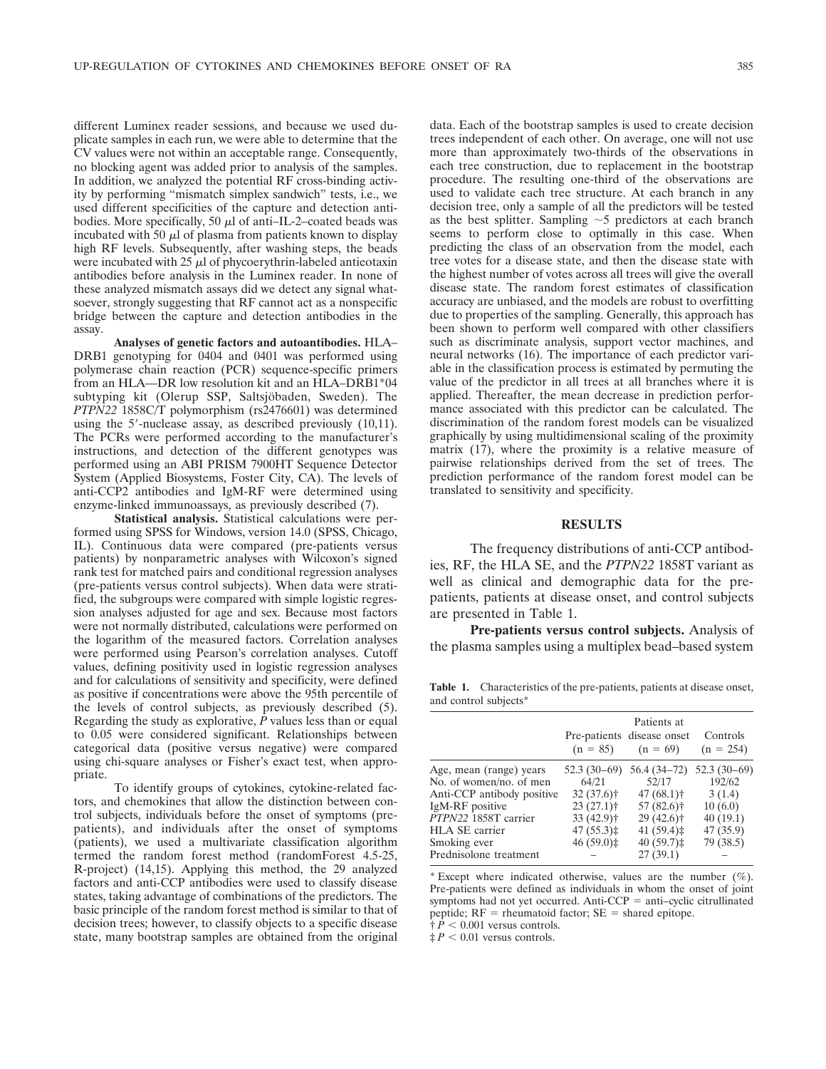different Luminex reader sessions, and because we used duplicate samples in each run, we were able to determine that the CV values were not within an acceptable range. Consequently, no blocking agent was added prior to analysis of the samples. In addition, we analyzed the potential RF cross-binding activity by performing "mismatch simplex sandwich" tests, i.e., we used different specificities of the capture and detection antibodies. More specifically, 50 μl of anti–IL-2–coated beads was incubated with 50 μl of plasma from patients known to display high RF levels. Subsequently, after washing steps, the beads were incubated with 25 μl of phycoerythrin-labeled antieotaxin antibodies before analysis in the Luminex reader. In none of these analyzed mismatch assays did we detect any signal whatsoever, strongly suggesting that RF cannot act as a nonspecific bridge between the capture and detection antibodies in the assay.

**Analyses of genetic factors and autoantibodies.** HLA–DRB1 genotyping for 0404 and 0401 was performed using polymerase chain reaction (PCR) sequence-specific primers from an HLA—DR low resolution kit and an HLA–DRB1*04 subtyping kit (Olerup SSP, Saltsjöbaden, Sweden). The *PTPN22* 1858C/T polymorphism (rs2476601) was determined using the 5′-nuclease assay, as described previously (10,11). The PCRs were performed according to the manufacturer's instructions, and detection of the different genotypes was performed using an ABI PRISM 7900HT Sequence Detector System (Applied Biosystems, Foster City, CA). The levels of anti-CCP2 antibodies and IgM-RF were determined using enzyme-linked immunoassays, as previously described (7).

**Statistical analysis.** Statistical calculations were performed using SPSS for Windows, version 14.0 (SPSS, Chicago, IL). Continuous data were compared (pre-patients versus patients) by nonparametric analyses with Wilcoxon's signed rank test for matched pairs and conditional regression analyses (pre-patients versus control subjects). When data were stratified, the subgroups were compared with simple logistic regression analyses adjusted for age and sex. Because most factors were not normally distributed, calculations were performed on the logarithm of the measured factors. Correlation analyses were performed using Pearson's correlation analyses. Cutoff values, defining positivity used in logistic regression analyses and for calculations of sensitivity and specificity, were defined as positive if concentrations were above the 95th percentile of the levels of control subjects, as previously described (5). Regarding the study as explorative, $P$ values less than or equal to 0.05 were considered significant. Relationships between categorical data (positive versus negative) were compared using chi-square analyses or Fisher's exact test, when appropriate.

To identify groups of cytokines, cytokine-related factors, and chemokines that allow the distinction between control subjects, individuals before the onset of symptoms (pre-patients), and individuals after the onset of symptoms (patients), we used a multivariate classification algorithm termed the random forest method (randomForest 4.5-25, R-project) (14,15). Applying this method, the 29 analyzed factors and anti-CCP antibodies were used to classify disease states, taking advantage of combinations of the predictors. The basic principle of the random forest method is similar to that of decision trees; however, to classify objects to a specific disease state, many bootstrap samples are obtained from the original data. Each of the bootstrap samples is used to create decision trees independent of each other. On average, one will not use more than approximately two-thirds of the observations in each tree construction, due to replacement in the bootstrap procedure. The resulting one-third of the observations are used to validate each tree structure. At each branch in any decision tree, only a sample of all the predictors will be tested as the best splitter. Sampling ~5 predictors at each branch seems to perform close to optimally in this case. When predicting the class of an observation from the model, each tree votes for a disease state, and then the disease state with the highest number of votes across all trees will give the overall disease state. The random forest estimates of classification accuracy are unbiased, and the models are robust to overfitting due to properties of the sampling. Generally, this approach has been shown to perform well compared with other classifiers such as discriminate analysis, support vector machines, and neural networks (16). The importance of each predictor variable in the classification process is estimated by permuting the value of the predictor in all trees at all branches where it is applied. Thereafter, the mean decrease in prediction performance associated with this predictor can be calculated. The discrimination of the random forest models can be visualized graphically by using multidimensional scaling of the proximity matrix (17), where the proximity is a relative measure of pairwise relationships derived from the set of trees. The prediction performance of the random forest model can be translated to sensitivity and specificity.

## RESULTS

The frequency distributions of anti-CCP antibodies, RF, the HLA SE, and the *PTPN22* 1858T variant as well as clinical and demographic data for the pre-patients, patients at disease onset, and control subjects are presented in Table 1.

**Pre-patients versus control subjects.** Analysis of the plasma samples using a multiplex bead–based system

**Table 1.** Characteristics of the pre-patients, patients at disease onset, and control subjects*

| | Pre-patients (n = 85) | Patients at disease onset (n = 69) | Controls (n = 254) |
|---|---|---|---|
| Age, mean (range) years | 52.3 (30–69) | 56.4 (34–72) | 52.3 (30–69) |
| No. of women/no. of men | 64/21 | 52/17 | 192/62 |
| Anti-CCP antibody positive | 32 (37.6)† | 47 (68.1)† | 3 (1.4) |
| IgM-RF positive | 23 (27.1)† | 57 (82.6)† | 10 (6.0) |
| *PTPN22* 1858T carrier | 33 (42.9)† | 29 (42.6)† | 40 (19.1) |
| HLA SE carrier | 47 (55.3)‡ | 41 (59.4)‡ | 47 (35.9) |
| Smoking ever | 46 (59.0)‡ | 40 (59.7)‡ | 79 (38.5) |
| Prednisolone treatment | – | 27 (39.1) | – |

* Except where indicated otherwise, values are the number (%). Pre-patients were defined as individuals in whom the onset of joint symptoms had not yet occurred. Anti-CCP = anti–cyclic citrullinated peptide; RF = rheumatoid factor; SE = shared epitope.
† $P < 0.001$ versus controls.
‡ $P < 0.01$ versus controls.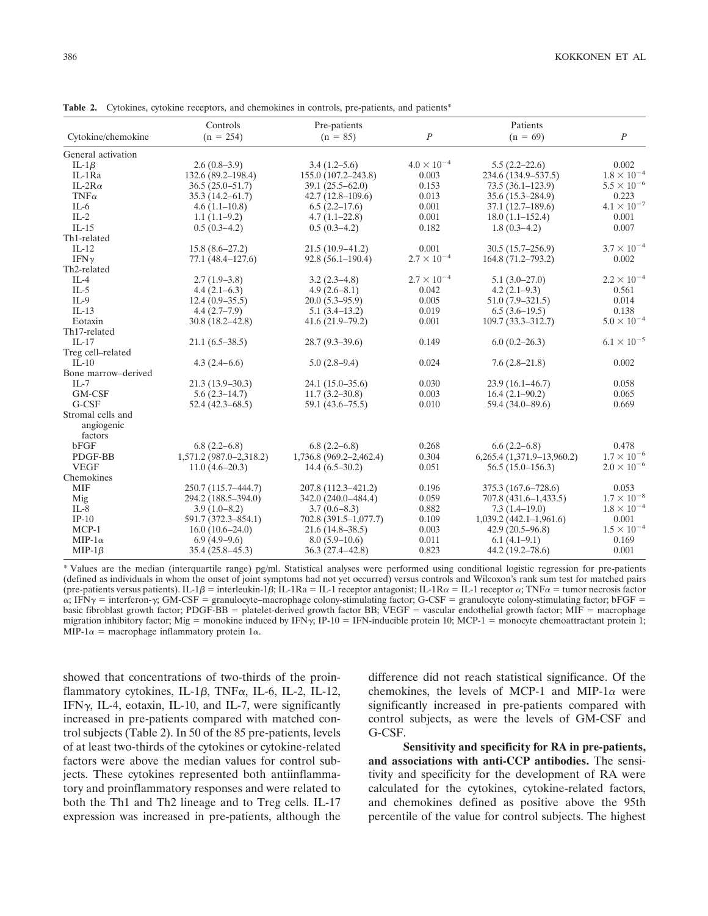**Table 2.** Cytokines, cytokine receptors, and chemokines in controls, pre-patients, and patients*

| Cytokine/chemokine | Controls (n = 254) | Pre-patients (n = 85) | $P$ | Patients (n = 69) | $P$ |
|---|---|---|---|---|---|
| General activation | | | | | |
| IL-1β | 2.6 (0.8–3.9) | 3.4 (1.2–5.6) | $4.0 \times 10^{-4}$ | 5.5 (2.2–22.6) | 0.002 |
| IL-1Ra | 132.6 (89.2–198.4) | 155.0 (107.2–243.8) | 0.003 | 234.6 (134.9–537.5) | $1.8 \times 10^{-4}$ |
| IL-2Rα | 36.5 (25.0–51.7) | 39.1 (25.5–62.0) | 0.153 | 73.5 (36.1–123.9) | $5.5 \times 10^{-6}$ |
| TNFα | 35.3 (14.2–61.7) | 42.7 (12.8–109.6) | 0.013 | 35.6 (15.3–284.9) | 0.223 |
| IL-6 | 4.6 (1.1–10.8) | 6.5 (2.2–17.6) | 0.001 | 37.1 (12.7–189.6) | $4.1 \times 10^{-7}$ |
| IL-2 | 1.1 (1.1–9.2) | 4.7 (1.1–22.8) | 0.001 | 18.0 (1.1–152.4) | 0.001 |
| IL-15 | 0.5 (0.3–4.2) | 0.5 (0.3–4.2) | 0.182 | 1.8 (0.3–4.2) | 0.007 |
| Th1-related | | | | | |
| IL-12 | 15.8 (8.6–27.2) | 21.5 (10.9–41.2) | 0.001 | 30.5 (15.7–256.9) | $3.7 \times 10^{-4}$ |
| IFNγ | 77.1 (48.4–127.6) | 92.8 (56.1–190.4) | $2.7 \times 10^{-4}$ | 164.8 (71.2–793.2) | 0.002 |
| Th2-related | | | | | |
| IL-4 | 2.7 (1.9–3.8) | 3.2 (2.3–4.8) | $2.7 \times 10^{-4}$ | 5.1 (3.0–27.0) | $2.2 \times 10^{-4}$ |
| IL-5 | 4.4 (2.1–6.3) | 4.9 (2.6–8.1) | 0.042 | 4.2 (2.1–9.3) | 0.561 |
| IL-9 | 12.4 (0.9–35.5) | 20.0 (5.3–95.9) | 0.005 | 51.0 (7.9–321.5) | 0.014 |
| IL-13 | 4.4 (2.7–7.9) | 5.1 (3.4–13.2) | 0.019 | 6.5 (3.6–19.5) | 0.138 |
| Eotaxin | 30.8 (18.2–42.8) | 41.6 (21.9–79.2) | 0.001 | 109.7 (33.3–312.7) | $5.0 \times 10^{-4}$ |
| Th17-related | | | | | |
| IL-17 | 21.1 (6.5–38.5) | 28.7 (9.3–39.6) | 0.149 | 6.0 (0.2–26.3) | $6.1 \times 10^{-5}$ |
| Treg cell–related | | | | | |
| IL-10 | 4.3 (2.4–6.6) | 5.0 (2.8–9.4) | 0.024 | 7.6 (2.8–21.8) | 0.002 |
| Bone marrow–derived | | | | | |
| IL-7 | 21.3 (13.9–30.3) | 24.1 (15.0–35.6) | 0.030 | 23.9 (16.1–46.7) | 0.058 |
| GM-CSF | 5.6 (2.3–14.7) | 11.7 (3.2–30.8) | 0.003 | 16.4 (2.1–90.2) | 0.065 |
| G-CSF | 52.4 (42.3–68.5) | 59.1 (43.6–75.5) | 0.010 | 59.4 (34.0–89.6) | 0.669 |
| Stromal cells and angiogenic factors | | | | | |
| bFGF | 6.8 (2.2–6.8) | 6.8 (2.2–6.8) | 0.268 | 6.6 (2.2–6.8) | 0.478 |
| PDGF-BB | 1,571.2 (987.0–2,318.2) | 1,736.8 (969.2–2,462.4) | 0.304 | 6,265.4 (1,371.9–13,960.2) | $1.7 \times 10^{-6}$ |
| VEGF | 11.0 (4.6–20.3) | 14.4 (6.5–30.2) | 0.051 | 56.5 (15.0–156.3) | $2.0 \times 10^{-6}$ |
| Chemokines | | | | | |
| MIF | 250.7 (115.7–444.7) | 207.8 (112.3–421.2) | 0.196 | 375.3 (167.6–728.6) | 0.053 |
| Mig | 294.2 (188.5–394.0) | 342.0 (240.0–484.4) | 0.059 | 707.8 (431.6–1,433.5) | $1.7 \times 10^{-8}$ |
| IL-8 | 3.9 (1.0–8.2) | 3.7 (0.6–8.3) | 0.882 | 7.3 (1.4–19.0) | $1.8 \times 10^{-4}$ |
| IP-10 | 591.7 (372.3–854.1) | 702.8 (391.5–1,077.7) | 0.109 | 1,039.2 (442.1–1,961.6) | 0.001 |
| MCP-1 | 16.0 (10.6–24.0) | 21.6 (14.8–38.5) | 0.003 | 42.9 (20.5–96.8) | $1.5 \times 10^{-4}$ |
| MIP-1α | 6.9 (4.9–9.6) | 8.0 (5.9–10.6) | 0.011 | 6.1 (4.1–9.1) | 0.169 |
| MIP-1β | 35.4 (25.8–45.3) | 36.3 (27.4–42.8) | 0.823 | 44.2 (19.2–78.6) | 0.001 |

\* Values are the median (interquartile range) pg/ml. Statistical analyses were performed using conditional logistic regression for pre-patients (defined as individuals in whom the onset of joint symptoms had not yet occurred) versus controls and Wilcoxon's rank sum test for matched pairs (pre-patients versus patients). IL-1β = interleukin-1β; IL-1Ra = IL-1 receptor antagonist; IL-1Rα = IL-1 receptor α; TNFα = tumor necrosis factor α; IFNγ = interferon-γ; GM-CSF = granulocyte–macrophage colony-stimulating factor; G-CSF = granulocyte colony-stimulating factor; bFGF = basic fibroblast growth factor; PDGF-BB = platelet-derived growth factor BB; VEGF = vascular endothelial growth factor; MIF = macrophage migration inhibitory factor; Mig = monokine induced by IFNγ; IP-10 = IFN-inducible protein 10; MCP-1 = monocyte chemoattractant protein 1; MIP-1α = macrophage inflammatory protein 1α.

showed that concentrations of two-thirds of the proinflammatory cytokines, IL-1β, TNFα, IL-6, IL-2, IL-12, IFNγ, IL-4, eotaxin, IL-10, and IL-7, were significantly increased in pre-patients compared with matched control subjects (Table 2). In 50 of the 85 pre-patients, levels of at least two-thirds of the cytokines or cytokine-related factors were above the median values for control subjects. These cytokines represented both antiinflammatory and proinflammatory responses and were related to both the Th1 and Th2 lineage and to Treg cells. IL-17 expression was increased in pre-patients, although the difference did not reach statistical significance. Of the chemokines, the levels of MCP-1 and MIP-1α were significantly increased in pre-patients compared with control subjects, as were the levels of GM-CSF and G-CSF.

**Sensitivity and specificity for RA in pre-patients, and associations with anti-CCP antibodies.** The sensitivity and specificity for the development of RA were calculated for the cytokines, cytokine-related factors, and chemokines defined as positive above the 95th percentile of the value for control subjects. The highest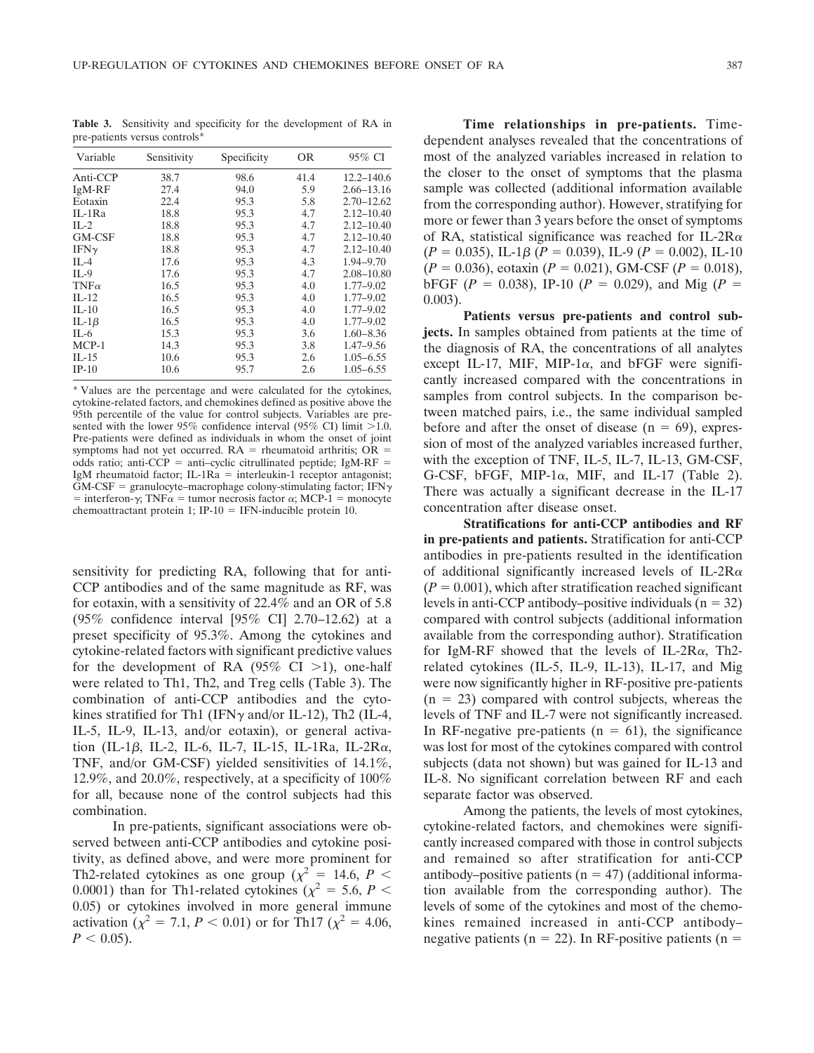**Table 3.** Sensitivity and specificity for the development of RA in pre-patients versus controls*

| Variable | Sensitivity | Specificity | OR | 95% CI |
| --- | --- | --- | --- | --- |
| Anti-CCP | 38.7 | 98.6 | 41.4 | 12.2–140.6 |
| IgM-RF | 27.4 | 94.0 | 5.9 | 2.66–13.16 |
| Eotaxin | 22.4 | 95.3 | 5.8 | 2.70–12.62 |
| IL-1Ra | 18.8 | 95.3 | 4.7 | 2.12–10.40 |
| IL-2 | 18.8 | 95.3 | 4.7 | 2.12–10.40 |
| GM-CSF | 18.8 | 95.3 | 4.7 | 2.12–10.40 |
| IFNγ | 18.8 | 95.3 | 4.7 | 2.12–10.40 |
| IL-4 | 17.6 | 95.3 | 4.3 | 1.94–9.70 |
| IL-9 | 17.6 | 95.3 | 4.7 | 2.08–10.80 |
| TNFα | 16.5 | 95.3 | 4.0 | 1.77–9.02 |
| IL-12 | 16.5 | 95.3 | 4.0 | 1.77–9.02 |
| IL-10 | 16.5 | 95.3 | 4.0 | 1.77–9.02 |
| IL-1β | 16.5 | 95.3 | 4.0 | 1.77–9.02 |
| IL-6 | 15.3 | 95.3 | 3.6 | 1.60–8.36 |
| MCP-1 | 14.3 | 95.3 | 3.8 | 1.47–9.56 |
| IL-15 | 10.6 | 95.3 | 2.6 | 1.05–6.55 |
| IP-10 | 10.6 | 95.7 | 2.6 | 1.05–6.55 |

* Values are the percentage and were calculated for the cytokines, cytokine-related factors, and chemokines defined as positive above the 95th percentile of the value for control subjects. Variables are presented with the lower 95% confidence interval (95% CI) limit >1.0. Pre-patients were defined as individuals in whom the onset of joint symptoms had not yet occurred. RA = rheumatoid arthritis; OR = odds ratio; anti-CCP = anti–cyclic citrullinated peptide; IgM-RF = IgM rheumatoid factor; IL-1Ra = interleukin-1 receptor antagonist; GM-CSF = granulocyte–macrophage colony-stimulating factor; IFNγ = interferon-γ; TNFα = tumor necrosis factor α; MCP-1 = monocyte chemoattractant protein 1; IP-10 = IFN-inducible protein 10.

sensitivity for predicting RA, following that for anti-CCP antibodies and of the same magnitude as RF, was for eotaxin, with a sensitivity of 22.4% and an OR of 5.8 (95% confidence interval [95% CI] 2.70–12.62) at a preset specificity of 95.3%. Among the cytokines and cytokine-related factors with significant predictive values for the development of RA (95% CI >1), one-half were related to Th1, Th2, and Treg cells (Table 3). The combination of anti-CCP antibodies and the cytokines stratified for Th1 (IFNγ and/or IL-12), Th2 (IL-4, IL-5, IL-9, IL-13, and/or eotaxin), or general activation (IL-1β, IL-2, IL-6, IL-7, IL-15, IL-1Ra, IL-2Rα, TNF, and/or GM-CSF) yielded sensitivities of 14.1%, 12.9%, and 20.0%, respectively, at a specificity of 100% for all, because none of the control subjects had this combination.

In pre-patients, significant associations were observed between anti-CCP antibodies and cytokine positivity, as defined above, and were more prominent for Th2-related cytokines as one group ($\chi^2$ = 14.6, $P <$ 0.0001) than for Th1-related cytokines ($\chi^2$ = 5.6, $P <$ 0.05) or cytokines involved in more general immune activation ($\chi^2$ = 7.1, $P < 0.01$) or for Th17 ($\chi^2$ = 4.06, $P < 0.05$).

**Time relationships in pre-patients.** Time-dependent analyses revealed that the concentrations of most of the analyzed variables increased in relation to the closer to the onset of symptoms that the plasma sample was collected (additional information available from the corresponding author). However, stratifying for more or fewer than 3 years before the onset of symptoms of RA, statistical significance was reached for IL-2Rα ($P$ = 0.035), IL-1β ($P$ = 0.039), IL-9 ($P$ = 0.002), IL-10 ($P$ = 0.036), eotaxin ($P$ = 0.021), GM-CSF ($P$ = 0.018), bFGF ($P$ = 0.038), IP-10 ($P$ = 0.029), and Mig ($P$ = 0.003).

**Patients versus pre-patients and control subjects.** In samples obtained from patients at the time of the diagnosis of RA, the concentrations of all analytes except IL-17, MIF, MIP-1α, and bFGF were significantly increased compared with the concentrations in samples from control subjects. In the comparison between matched pairs, i.e., the same individual sampled before and after the onset of disease (n = 69), expression of most of the analyzed variables increased further, with the exception of TNF, IL-5, IL-7, IL-13, GM-CSF, G-CSF, bFGF, MIP-1α, MIF, and IL-17 (Table 2). There was actually a significant decrease in the IL-17 concentration after disease onset.

**Stratifications for anti-CCP antibodies and RF in pre-patients and patients.** Stratification for anti-CCP antibodies in pre-patients resulted in the identification of additional significantly increased levels of IL-2Rα ($P$ = 0.001), which after stratification reached significant levels in anti-CCP antibody–positive individuals (n = 32) compared with control subjects (additional information available from the corresponding author). Stratification for IgM-RF showed that the levels of IL-2Rα, Th2-related cytokines (IL-5, IL-9, IL-13), IL-17, and Mig were now significantly higher in RF-positive pre-patients (n = 23) compared with control subjects, whereas the levels of TNF and IL-7 were not significantly increased. In RF-negative pre-patients (n = 61), the significance was lost for most of the cytokines compared with control subjects (data not shown) but was gained for IL-13 and IL-8. No significant correlation between RF and each separate factor was observed.

Among the patients, the levels of most cytokines, cytokine-related factors, and chemokines were significantly increased compared with those in control subjects and remained so after stratification for anti-CCP antibody–positive patients (n = 47) (additional information available from the corresponding author). The levels of some of the cytokines and most of the chemokines remained increased in anti-CCP antibody–negative patients (n = 22). In RF-positive patients (n =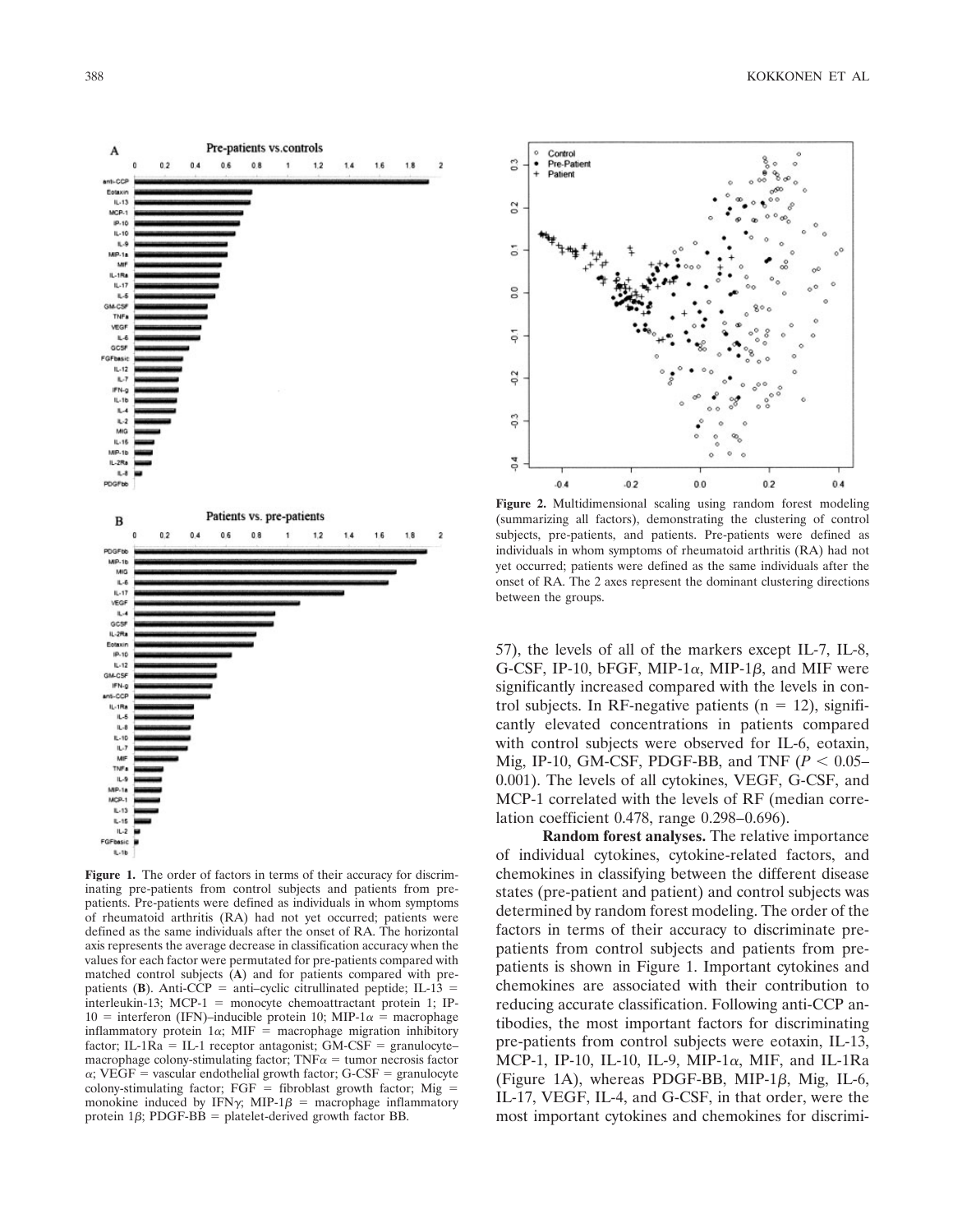**Figure 1.** The order of factors in terms of their accuracy for discriminating pre-patients from control subjects and patients from pre-patients. Pre-patients were defined as individuals in whom symptoms of rheumatoid arthritis (RA) had not yet occurred; patients were defined as the same individuals after the onset of RA. The horizontal axis represents the average decrease in classification accuracy when the values for each factor were permutated for pre-patients compared with matched control subjects (**A**) and for patients compared with pre-patients (**B**). Anti-CCP = anti–cyclic citrullinated peptide; IL-13 = interleukin-13; MCP-1 = monocyte chemoattractant protein 1; IP-10 = interferon (IFN)–inducible protein 10; MIP-1α = macrophage inflammatory protein 1α; MIF = macrophage migration inhibitory factor; IL-1Ra = IL-1 receptor antagonist; GM-CSF = granulocyte–macrophage colony-stimulating factor; TNFα = tumor necrosis factor α; VEGF = vascular endothelial growth factor; G-CSF = granulocyte colony-stimulating factor; FGF = fibroblast growth factor; Mig = monokine induced by IFNγ; MIP-1β = macrophage inflammatory protein 1β; PDGF-BB = platelet-derived growth factor BB.

**Figure 2.** Multidimensional scaling using random forest modeling (summarizing all factors), demonstrating the clustering of control subjects, pre-patients, and patients. Pre-patients were defined as individuals in whom symptoms of rheumatoid arthritis (RA) had not yet occurred; patients were defined as the same individuals after the onset of RA. The 2 axes represent the dominant clustering directions between the groups.

57), the levels of all of the markers except IL-7, IL-8, G-CSF, IP-10, bFGF, MIP-1α, MIP-1β, and MIF were significantly increased compared with the levels in control subjects. In RF-negative patients ($n = 12$), significantly elevated concentrations in patients compared with control subjects were observed for IL-6, eotaxin, Mig, IP-10, GM-CSF, PDGF-BB, and TNF ($P < 0.05$–$0.001$). The levels of all cytokines, VEGF, G-CSF, and MCP-1 correlated with the levels of RF (median correlation coefficient 0.478, range 0.298–0.696).

**Random forest analyses.** The relative importance of individual cytokines, cytokine-related factors, and chemokines in classifying between the different disease states (pre-patient and patient) and control subjects was determined by random forest modeling. The order of the factors in terms of their accuracy to discriminate pre-patients from control subjects and patients from pre-patients is shown in Figure 1. Important cytokines and chemokines are associated with their contribution to reducing accurate classification. Following anti-CCP antibodies, the most important factors for discriminating pre-patients from control subjects were eotaxin, IL-13, MCP-1, IP-10, IL-10, IL-9, MIP-1α, MIF, and IL-1Ra (Figure 1A), whereas PDGF-BB, MIP-1β, Mig, IL-6, IL-17, VEGF, IL-4, and G-CSF, in that order, were the most important cytokines and chemokines for discrimi-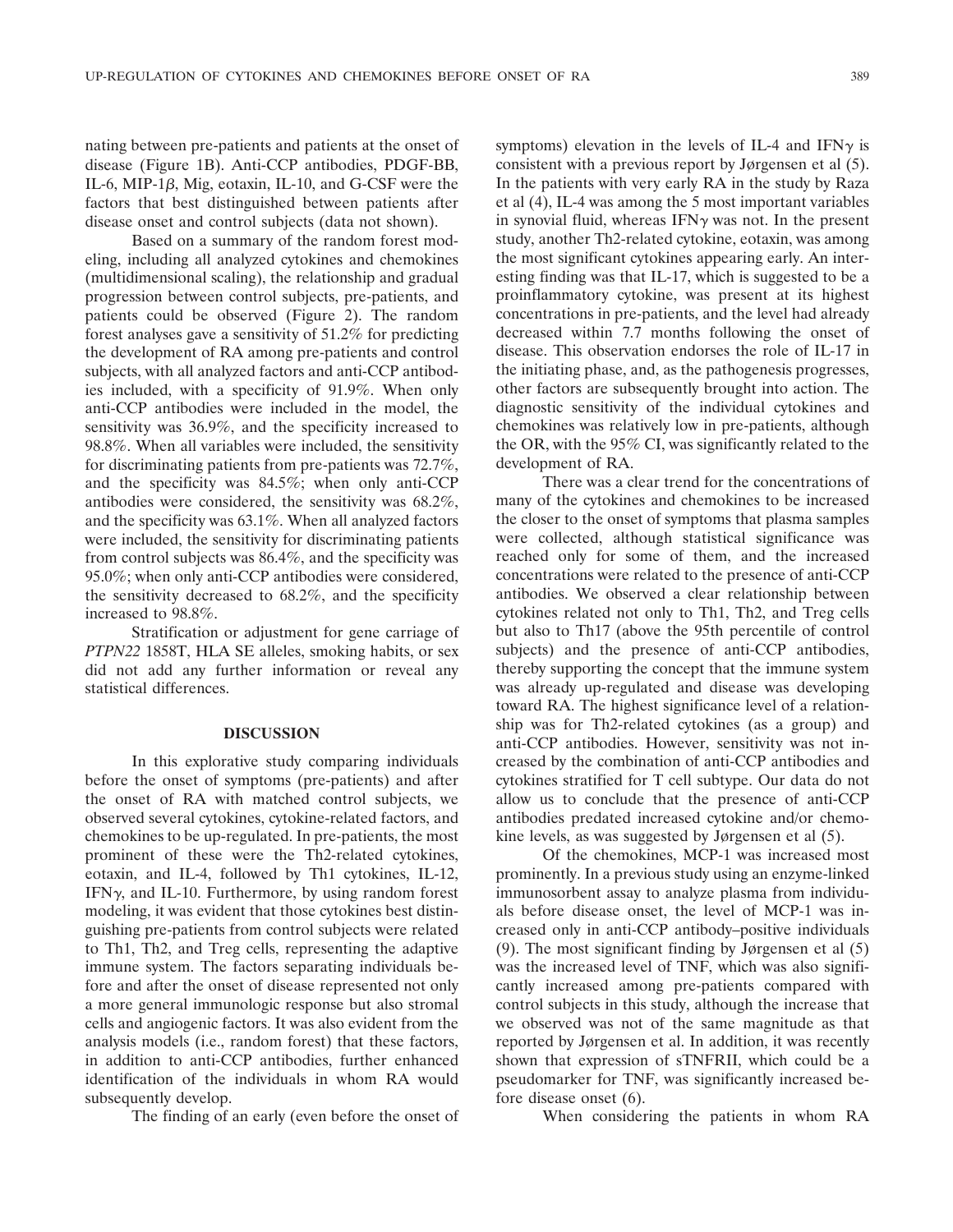nating between pre-patients and patients at the onset of disease (Figure 1B). Anti-CCP antibodies, PDGF-BB, IL-6, MIP-1β, Mig, eotaxin, IL-10, and G-CSF were the factors that best distinguished between patients after disease onset and control subjects (data not shown).

Based on a summary of the random forest modeling, including all analyzed cytokines and chemokines (multidimensional scaling), the relationship and gradual progression between control subjects, pre-patients, and patients could be observed (Figure 2). The random forest analyses gave a sensitivity of 51.2% for predicting the development of RA among pre-patients and control subjects, with all analyzed factors and anti-CCP antibodies included, with a specificity of 91.9%. When only anti-CCP antibodies were included in the model, the sensitivity was 36.9%, and the specificity increased to 98.8%. When all variables were included, the sensitivity for discriminating patients from pre-patients was 72.7%, and the specificity was 84.5%; when only anti-CCP antibodies were considered, the sensitivity was 68.2%, and the specificity was 63.1%. When all analyzed factors were included, the sensitivity for discriminating patients from control subjects was 86.4%, and the specificity was 95.0%; when only anti-CCP antibodies were considered, the sensitivity decreased to 68.2%, and the specificity increased to 98.8%.

Stratification or adjustment for gene carriage of *PTPN22* 1858T, HLA SE alleles, smoking habits, or sex did not add any further information or reveal any statistical differences.

## DISCUSSION

In this explorative study comparing individuals before the onset of symptoms (pre-patients) and after the onset of RA with matched control subjects, we observed several cytokines, cytokine-related factors, and chemokines to be up-regulated. In pre-patients, the most prominent of these were the Th2-related cytokines, eotaxin, and IL-4, followed by Th1 cytokines, IL-12, IFNγ, and IL-10. Furthermore, by using random forest modeling, it was evident that those cytokines best distinguishing pre-patients from control subjects were related to Th1, Th2, and Treg cells, representing the adaptive immune system. The factors separating individuals before and after the onset of disease represented not only a more general immunologic response but also stromal cells and angiogenic factors. It was also evident from the analysis models (i.e., random forest) that these factors, in addition to anti-CCP antibodies, further enhanced identification of the individuals in whom RA would subsequently develop.

The finding of an early (even before the onset of symptoms) elevation in the levels of IL-4 and IFNγ is consistent with a previous report by Jørgensen et al (5). In the patients with very early RA in the study by Raza et al (4), IL-4 was among the 5 most important variables in synovial fluid, whereas IFNγ was not. In the present study, another Th2-related cytokine, eotaxin, was among the most significant cytokines appearing early. An interesting finding was that IL-17, which is suggested to be a proinflammatory cytokine, was present at its highest concentrations in pre-patients, and the level had already decreased within 7.7 months following the onset of disease. This observation endorses the role of IL-17 in the initiating phase, and, as the pathogenesis progresses, other factors are subsequently brought into action. The diagnostic sensitivity of the individual cytokines and chemokines was relatively low in pre-patients, although the OR, with the 95% CI, was significantly related to the development of RA.

There was a clear trend for the concentrations of many of the cytokines and chemokines to be increased the closer to the onset of symptoms that plasma samples were collected, although statistical significance was reached only for some of them, and the increased concentrations were related to the presence of anti-CCP antibodies. We observed a clear relationship between cytokines related not only to Th1, Th2, and Treg cells but also to Th17 (above the 95th percentile of control subjects) and the presence of anti-CCP antibodies, thereby supporting the concept that the immune system was already up-regulated and disease was developing toward RA. The highest significance level of a relationship was for Th2-related cytokines (as a group) and anti-CCP antibodies. However, sensitivity was not increased by the combination of anti-CCP antibodies and cytokines stratified for T cell subtype. Our data do not allow us to conclude that the presence of anti-CCP antibodies predated increased cytokine and/or chemokine levels, as was suggested by Jørgensen et al (5).

Of the chemokines, MCP-1 was increased most prominently. In a previous study using an enzyme-linked immunosorbent assay to analyze plasma from individuals before disease onset, the level of MCP-1 was increased only in anti-CCP antibody–positive individuals (9). The most significant finding by Jørgensen et al (5) was the increased level of TNF, which was also significantly increased among pre-patients compared with control subjects in this study, although the increase that we observed was not of the same magnitude as that reported by Jørgensen et al. In addition, it was recently shown that expression of sTNFRII, which could be a pseudomarker for TNF, was significantly increased before disease onset (6).

When considering the patients in whom RA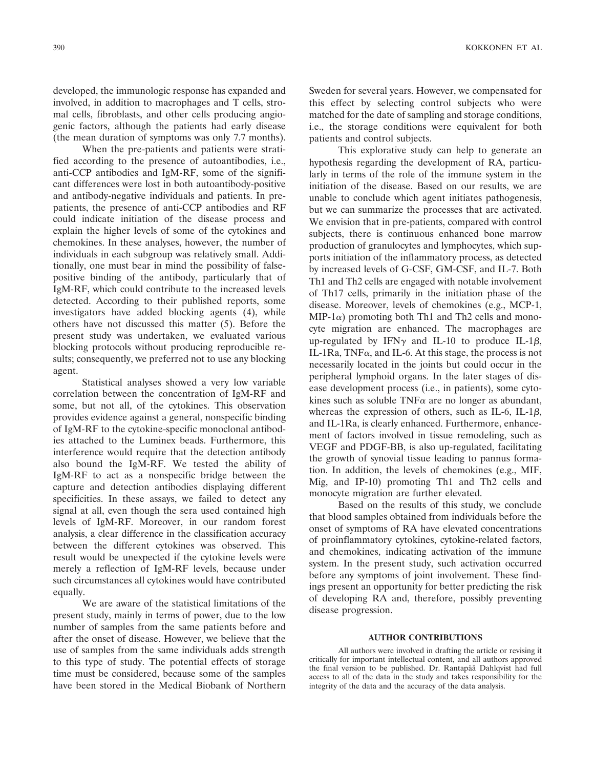developed, the immunologic response has expanded and involved, in addition to macrophages and T cells, stromal cells, fibroblasts, and other cells producing angiogenic factors, although the patients had early disease (the mean duration of symptoms was only 7.7 months).

When the pre-patients and patients were stratified according to the presence of autoantibodies, i.e., anti-CCP antibodies and IgM-RF, some of the significant differences were lost in both autoantibody-positive and antibody-negative individuals and patients. In pre-patients, the presence of anti-CCP antibodies and RF could indicate initiation of the disease process and explain the higher levels of some of the cytokines and chemokines. In these analyses, however, the number of individuals in each subgroup was relatively small. Additionally, one must bear in mind the possibility of false-positive binding of the antibody, particularly that of IgM-RF, which could contribute to the increased levels detected. According to their published reports, some investigators have added blocking agents (4), while others have not discussed this matter (5). Before the present study was undertaken, we evaluated various blocking protocols without producing reproducible results; consequently, we preferred not to use any blocking agent.

Statistical analyses showed a very low variable correlation between the concentration of IgM-RF and some, but not all, of the cytokines. This observation provides evidence against a general, nonspecific binding of IgM-RF to the cytokine-specific monoclonal antibodies attached to the Luminex beads. Furthermore, this interference would require that the detection antibody also bound the IgM-RF. We tested the ability of IgM-RF to act as a nonspecific bridge between the capture and detection antibodies displaying different specificities. In these assays, we failed to detect any signal at all, even though the sera used contained high levels of IgM-RF. Moreover, in our random forest analysis, a clear difference in the classification accuracy between the different cytokines was observed. This result would be unexpected if the cytokine levels were merely a reflection of IgM-RF levels, because under such circumstances all cytokines would have contributed equally.

We are aware of the statistical limitations of the present study, mainly in terms of power, due to the low number of samples from the same patients before and after the onset of disease. However, we believe that the use of samples from the same individuals adds strength to this type of study. The potential effects of storage time must be considered, because some of the samples have been stored in the Medical Biobank of Northern Sweden for several years. However, we compensated for this effect by selecting control subjects who were matched for the date of sampling and storage conditions, i.e., the storage conditions were equivalent for both patients and control subjects.

This explorative study can help to generate an hypothesis regarding the development of RA, particularly in terms of the role of the immune system in the initiation of the disease. Based on our results, we are unable to conclude which agent initiates pathogenesis, but we can summarize the processes that are activated. We envision that in pre-patients, compared with control subjects, there is continuous enhanced bone marrow production of granulocytes and lymphocytes, which supports initiation of the inflammatory process, as detected by increased levels of G-CSF, GM-CSF, and IL-7. Both Th1 and Th2 cells are engaged with notable involvement of Th17 cells, primarily in the initiation phase of the disease. Moreover, levels of chemokines (e.g., MCP-1, MIP-1$\alpha$) promoting both Th1 and Th2 cells and monocyte migration are enhanced. The macrophages are up-regulated by IFN$\gamma$ and IL-10 to produce IL-1$\beta$, IL-1Ra, TNF$\alpha$, and IL-6. At this stage, the process is not necessarily located in the joints but could occur in the peripheral lymphoid organs. In the later stages of disease development process (i.e., in patients), some cytokines such as soluble TNF$\alpha$ are no longer as abundant, whereas the expression of others, such as IL-6, IL-1$\beta$, and IL-1Ra, is clearly enhanced. Furthermore, enhancement of factors involved in tissue remodeling, such as VEGF and PDGF-BB, is also up-regulated, facilitating the growth of synovial tissue leading to pannus formation. In addition, the levels of chemokines (e.g., MIF, Mig, and IP-10) promoting Th1 and Th2 cells and monocyte migration are further elevated.

Based on the results of this study, we conclude that blood samples obtained from individuals before the onset of symptoms of RA have elevated concentrations of proinflammatory cytokines, cytokine-related factors, and chemokines, indicating activation of the immune system. In the present study, such activation occurred before any symptoms of joint involvement. These findings present an opportunity for better predicting the risk of developing RA and, therefore, possibly preventing disease progression.

## AUTHOR CONTRIBUTIONS

All authors were involved in drafting the article or revising it critically for important intellectual content, and all authors approved the final version to be published. Dr. Rantapää Dahlqvist had full access to all of the data in the study and takes responsibility for the integrity of the data and the accuracy of the data analysis.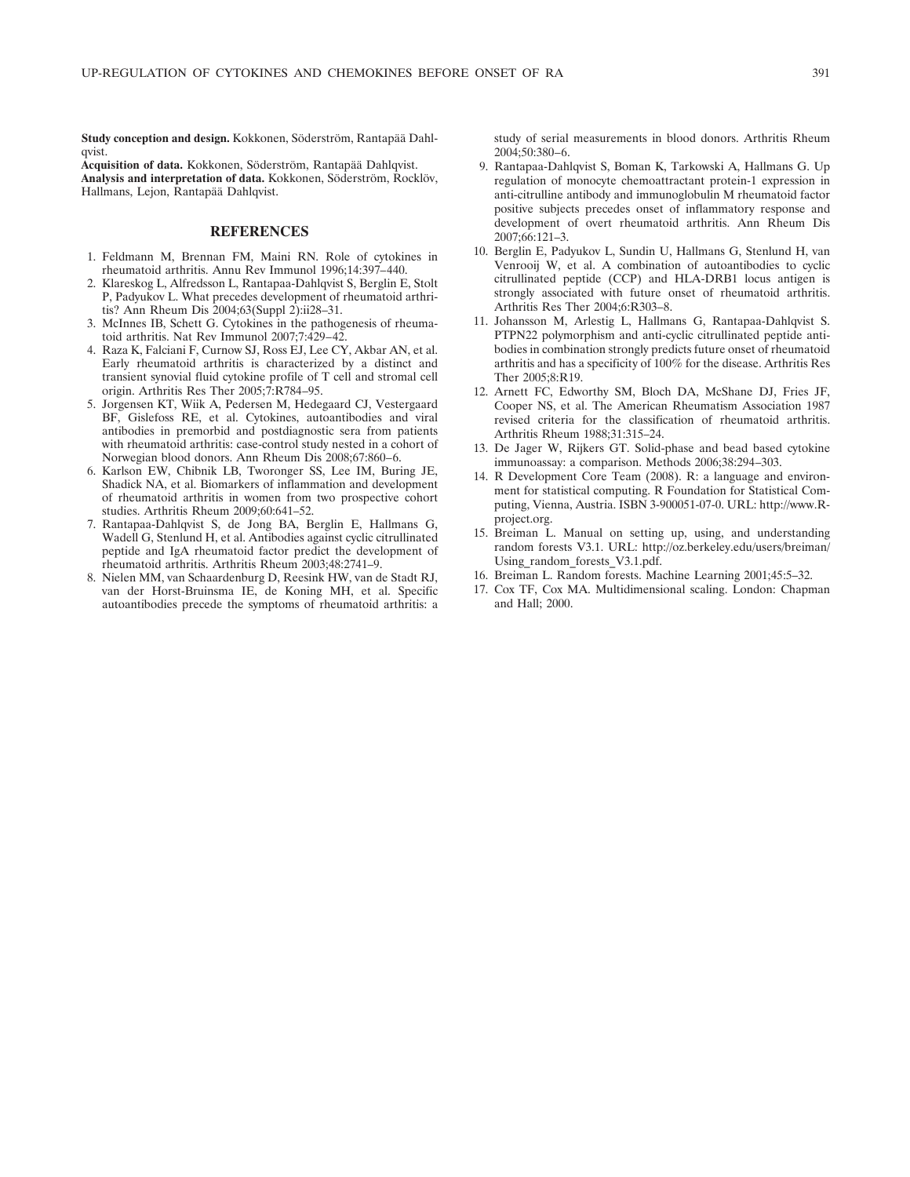**Study conception and design.** Kokkonen, Söderström, Rantapää Dahlqvist.

**Acquisition of data.** Kokkonen, Söderström, Rantapää Dahlqvist.

**Analysis and interpretation of data.** Kokkonen, Söderström, Rocklöv, Hallmans, Lejon, Rantapää Dahlqvist.

## REFERENCES

1. Feldmann M, Brennan FM, Maini RN. Role of cytokines in rheumatoid arthritis. Annu Rev Immunol 1996;14:397–440.
2. Klareskog L, Alfredsson L, Rantapaa-Dahlqvist S, Berglin E, Stolt P, Padyukov L. What precedes development of rheumatoid arthritis? Ann Rheum Dis 2004;63(Suppl 2):ii28–31.
3. McInnes IB, Schett G. Cytokines in the pathogenesis of rheumatoid arthritis. Nat Rev Immunol 2007;7:429–42.
4. Raza K, Falciani F, Curnow SJ, Ross EJ, Lee CY, Akbar AN, et al. Early rheumatoid arthritis is characterized by a distinct and transient synovial fluid cytokine profile of T cell and stromal cell origin. Arthritis Res Ther 2005;7:R784–95.
5. Jorgensen KT, Wiik A, Pedersen M, Hedegaard CJ, Vestergaard BF, Gislefoss RE, et al. Cytokines, autoantibodies and viral antibodies in premorbid and postdiagnostic sera from patients with rheumatoid arthritis: case-control study nested in a cohort of Norwegian blood donors. Ann Rheum Dis 2008;67:860–6.
6. Karlson EW, Chibnik LB, Tworonger SS, Lee IM, Buring JE, Shadick NA, et al. Biomarkers of inflammation and development of rheumatoid arthritis in women from two prospective cohort studies. Arthritis Rheum 2009;60:641–52.
7. Rantapaa-Dahlqvist S, de Jong BA, Berglin E, Hallmans G, Wadell G, Stenlund H, et al. Antibodies against cyclic citrullinated peptide and IgA rheumatoid factor predict the development of rheumatoid arthritis. Arthritis Rheum 2003;48:2741–9.
8. Nielen MM, van Schaardenburg D, Reesink HW, van de Stadt RJ, van der Horst-Bruinsma IE, de Koning MH, et al. Specific autoantibodies precede the symptoms of rheumatoid arthritis: a study of serial measurements in blood donors. Arthritis Rheum 2004;50:380–6.
9. Rantapaa-Dahlqvist S, Boman K, Tarkowski A, Hallmans G. Up regulation of monocyte chemoattractant protein-1 expression in anti-citrulline antibody and immunoglobulin M rheumatoid factor positive subjects precedes onset of inflammatory response and development of overt rheumatoid arthritis. Ann Rheum Dis 2007;66:121–3.
10. Berglin E, Padyukov L, Sundin U, Hallmans G, Stenlund H, van Venrooij W, et al. A combination of autoantibodies to cyclic citrullinated peptide (CCP) and HLA-DRB1 locus antigen is strongly associated with future onset of rheumatoid arthritis. Arthritis Res Ther 2004;6:R303–8.
11. Johansson M, Arlestig L, Hallmans G, Rantapaa-Dahlqvist S. PTPN22 polymorphism and anti-cyclic citrullinated peptide antibodies in combination strongly predicts future onset of rheumatoid arthritis and has a specificity of 100% for the disease. Arthritis Res Ther 2005;8:R19.
12. Arnett FC, Edworthy SM, Bloch DA, McShane DJ, Fries JF, Cooper NS, et al. The American Rheumatism Association 1987 revised criteria for the classification of rheumatoid arthritis. Arthritis Rheum 1988;31:315–24.
13. De Jager W, Rijkers GT. Solid-phase and bead based cytokine immunoassay: a comparison. Methods 2006;38:294–303.
14. R Development Core Team (2008). R: a language and environment for statistical computing. R Foundation for Statistical Computing, Vienna, Austria. ISBN 3-900051-07-0. URL: http://www.R-project.org.
15. Breiman L. Manual on setting up, using, and understanding random forests V3.1. URL: http://oz.berkeley.edu/users/breiman/Using_random_forests_V3.1.pdf.
16. Breiman L. Random forests. Machine Learning 2001;45:5–32.
17. Cox TF, Cox MA. Multidimensional scaling. London: Chapman and Hall; 2000.